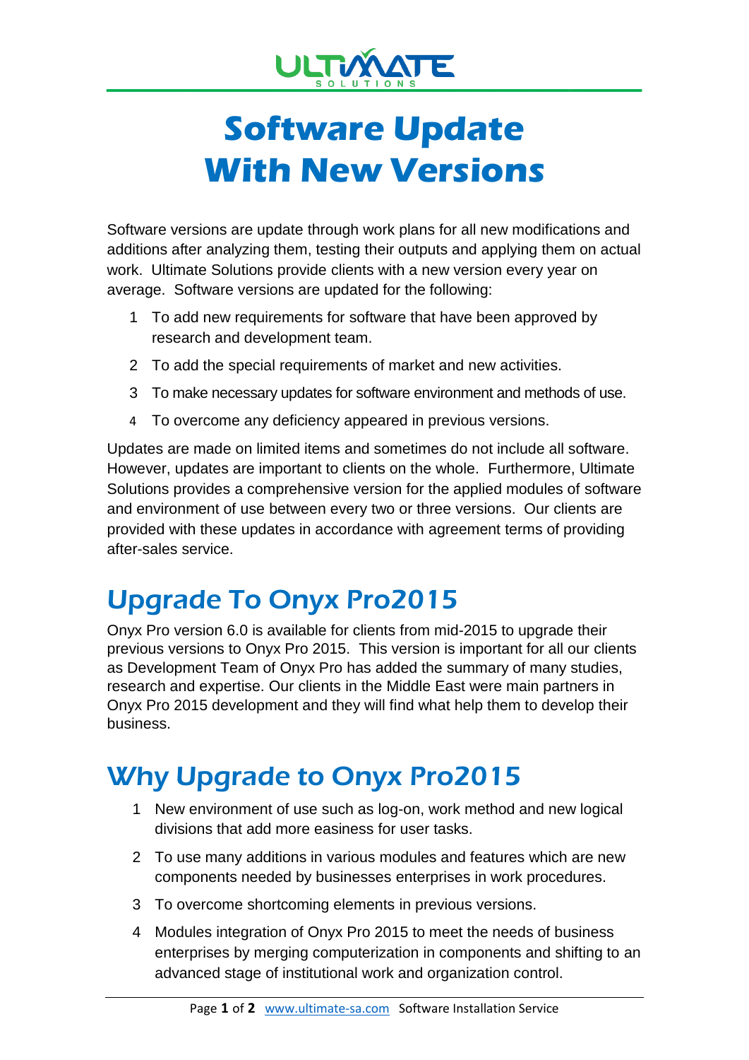# Software Update With New Versions

Software versions are update through work plans for all new modifications and additions after analyzing them, testing their outputs and applying them on actual work. Ultimate Solutions provide clients with a new version every year on average. Software versions are updated for the following:

1. To add new requirements for software that have been approved by research and development team.
2. To add the special requirements of market and new activities.
3. To make necessary updates for software environment and methods of use.
4. To overcome any deficiency appeared in previous versions.

Updates are made on limited items and sometimes do not include all software. However, updates are important to clients on the whole. Furthermore, Ultimate Solutions provides a comprehensive version for the applied modules of software and environment of use between every two or three versions. Our clients are provided with these updates in accordance with agreement terms of providing after-sales service.

## Upgrade To Onyx Pro2015

Onyx Pro version 6.0 is available for clients from mid-2015 to upgrade their previous versions to Onyx Pro 2015. This version is important for all our clients as Development Team of Onyx Pro has added the summary of many studies, research and expertise. Our clients in the Middle East were main partners in Onyx Pro 2015 development and they will find what help them to develop their business.

## Why Upgrade to Onyx Pro2015

1. New environment of use such as log-on, work method and new logical divisions that add more easiness for user tasks.
2. To use many additions in various modules and features which are new components needed by businesses enterprises in work procedures.
3. To overcome shortcoming elements in previous versions.
4. Modules integration of Onyx Pro 2015 to meet the needs of business enterprises by merging computerization in components and shifting to an advanced stage of institutional work and organization control.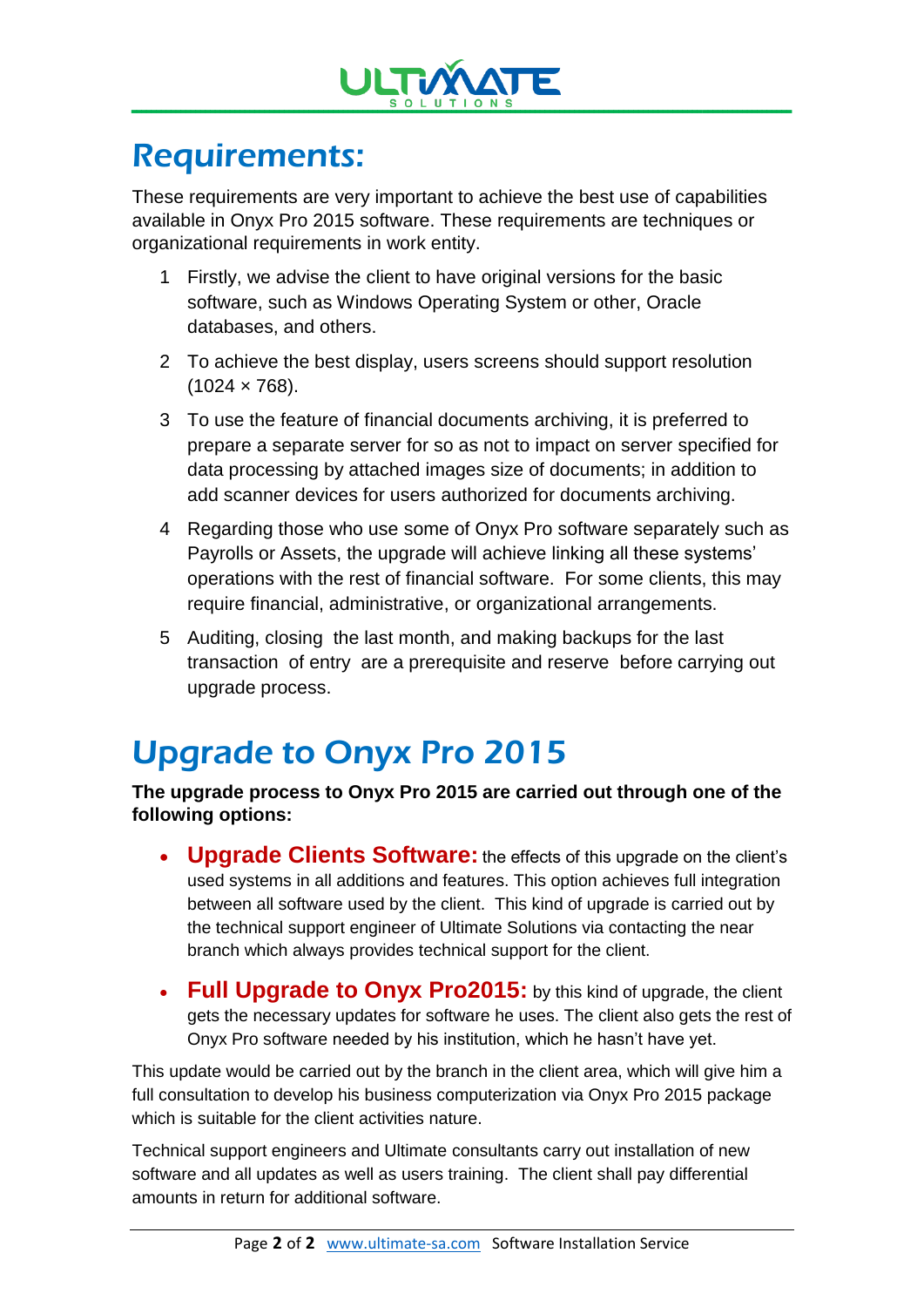# Requirements:

These requirements are very important to achieve the best use of capabilities available in Onyx Pro 2015 software. These requirements are techniques or organizational requirements in work entity.

1. Firstly, we advise the client to have original versions for the basic software, such as Windows Operating System or other, Oracle databases, and others.
2. To achieve the best display, users screens should support resolution (1024 × 768).
3. To use the feature of financial documents archiving, it is preferred to prepare a separate server for so as not to impact on server specified for data processing by attached images size of documents; in addition to add scanner devices for users authorized for documents archiving.
4. Regarding those who use some of Onyx Pro software separately such as Payrolls or Assets, the upgrade will achieve linking all these systems' operations with the rest of financial software. For some clients, this may require financial, administrative, or organizational arrangements.
5. Auditing, closing the last month, and making backups for the last transaction of entry are a prerequisite and reserve before carrying out upgrade process.

# Upgrade to Onyx Pro 2015

**The upgrade process to Onyx Pro 2015 are carried out through one of the following options:**

- **Upgrade Clients Software:** the effects of this upgrade on the client's used systems in all additions and features. This option achieves full integration between all software used by the client. This kind of upgrade is carried out by the technical support engineer of Ultimate Solutions via contacting the near branch which always provides technical support for the client.
- **Full Upgrade to Onyx Pro2015:** by this kind of upgrade, the client gets the necessary updates for software he uses. The client also gets the rest of Onyx Pro software needed by his institution, which he hasn't have yet.

This update would be carried out by the branch in the client area, which will give him a full consultation to develop his business computerization via Onyx Pro 2015 package which is suitable for the client activities nature.

Technical support engineers and Ultimate consultants carry out installation of new software and all updates as well as users training. The client shall pay differential amounts in return for additional software.